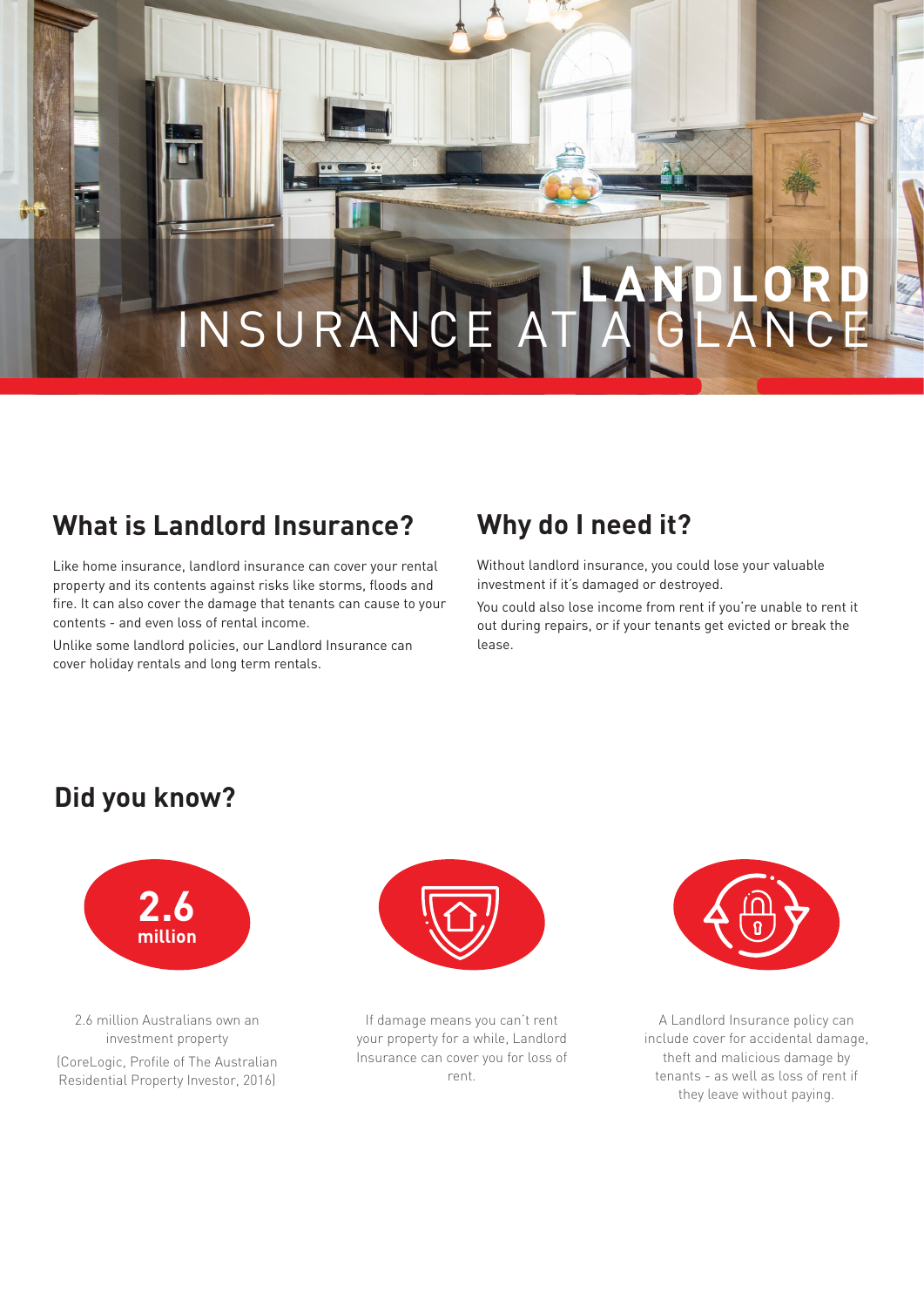# LANDLORD INSURANCE AT A GLANCE

## What is Landlord Insurance?

Like home insurance, landlord insurance can cover your rental property and its contents against risks like storms, floods and fire. It can also cover the damage that tenants can cause to your contents - and even loss of rental income.

Unlike some landlord policies, our Landlord Insurance can cover holiday rentals and long term rentals.

## Why do I need it?

Without landlord insurance, you could lose your valuable investment if it's damaged or destroyed.

You could also lose income from rent if you're unable to rent it out during repairs, or if your tenants get evicted or break the lease.

## Did you know?

**2.6 million**

2.6 million Australians own an investment property

(CoreLogic, Profile of The Australian Residential Property Investor, 2016)

If damage means you can't rent your property for a while, Landlord Insurance can cover you for loss of rent.

A Landlord Insurance policy can include cover for accidental damage, theft and malicious damage by tenants - as well as loss of rent if they leave without paying.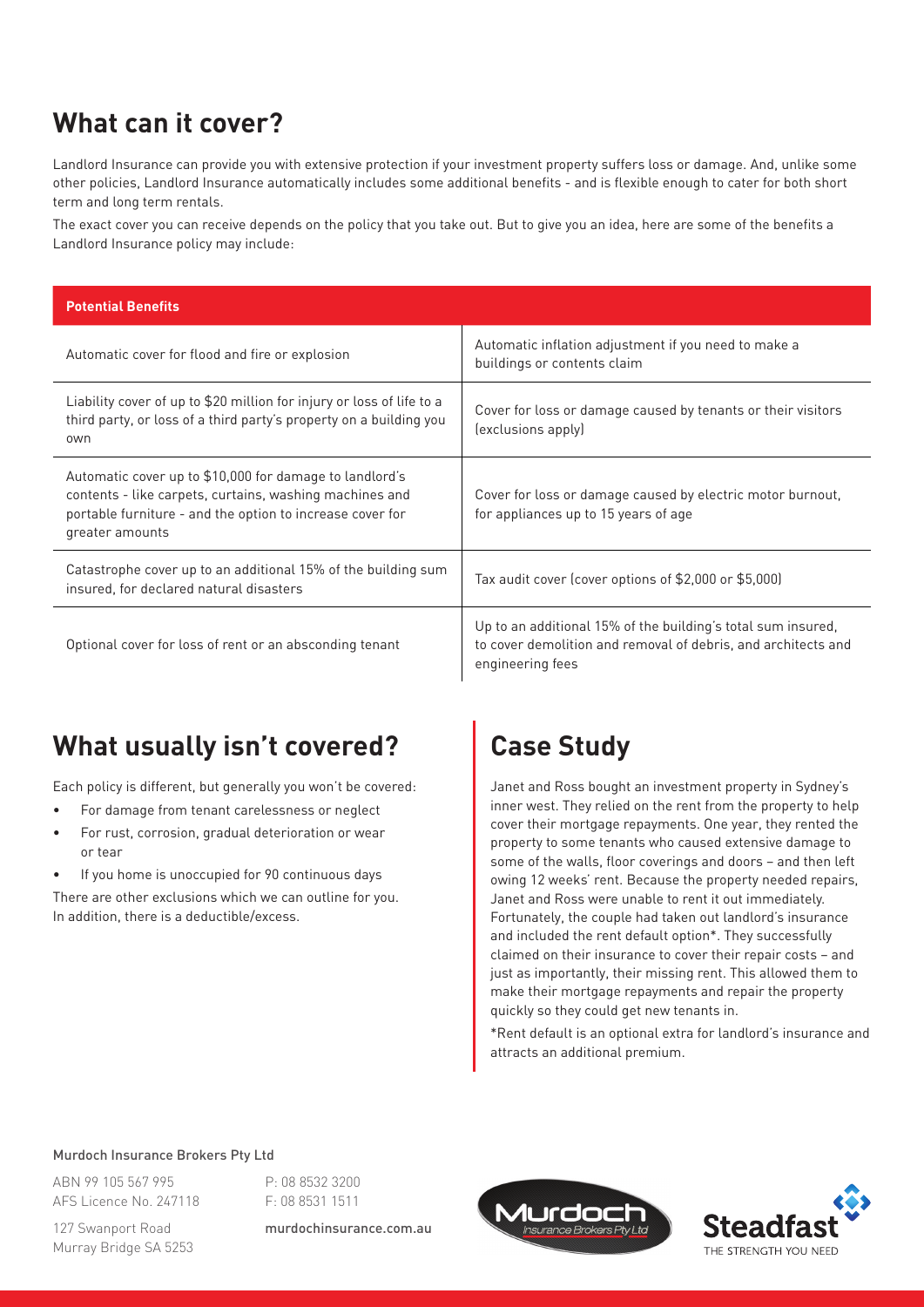## What can it cover?

Landlord Insurance can provide you with extensive protection if your investment property suffers loss or damage. And, unlike some other policies, Landlord Insurance automatically includes some additional benefits - and is flexible enough to cater for both short term and long term rentals.

The exact cover you can receive depends on the policy that you take out. But to give you an idea, here are some of the benefits a Landlord Insurance policy may include:

| **Potential Benefits** | |
|---|---|
| Automatic cover for flood and fire or explosion | Automatic inflation adjustment if you need to make a buildings or contents claim |
| Liability cover of up to $20 million for injury or loss of life to a third party, or loss of a third party's property on a building you own | Cover for loss or damage caused by tenants or their visitors (exclusions apply) |
| Automatic cover up to $10,000 for damage to landlord's contents - like carpets, curtains, washing machines and portable furniture - and the option to increase cover for greater amounts | Cover for loss or damage caused by electric motor burnout, for appliances up to 15 years of age |
| Catastrophe cover up to an additional 15% of the building sum insured, for declared natural disasters | Tax audit cover (cover options of $2,000 or $5,000) |
| Optional cover for loss of rent or an absconding tenant | Up to an additional 15% of the building's total sum insured, to cover demolition and removal of debris, and architects and engineering fees |

## What usually isn't covered?

Each policy is different, but generally you won't be covered:

- For damage from tenant carelessness or neglect
- For rust, corrosion, gradual deterioration or wear or tear
- If you home is unoccupied for 90 continuous days

There are other exclusions which we can outline for you. In addition, there is a deductible/excess.

## Case Study

Janet and Ross bought an investment property in Sydney's inner west. They relied on the rent from the property to help cover their mortgage repayments. One year, they rented the property to some tenants who caused extensive damage to some of the walls, floor coverings and doors – and then left owing 12 weeks' rent. Because the property needed repairs, Janet and Ross were unable to rent it out immediately. Fortunately, the couple had taken out landlord's insurance and included the rent default option*. They successfully claimed on their insurance to cover their repair costs – and just as importantly, their missing rent. This allowed them to make their mortgage repayments and repair the property quickly so they could get new tenants in.

*Rent default is an optional extra for landlord's insurance and attracts an additional premium.

Murdoch Insurance Brokers Pty Ltd

ABN 99 105 567 995
AFS Licence No. 247118

127 Swanport Road
Murray Bridge SA 5253

P: 08 8532 3200
F: 08 8531 1511

murdochinsurance.com.au